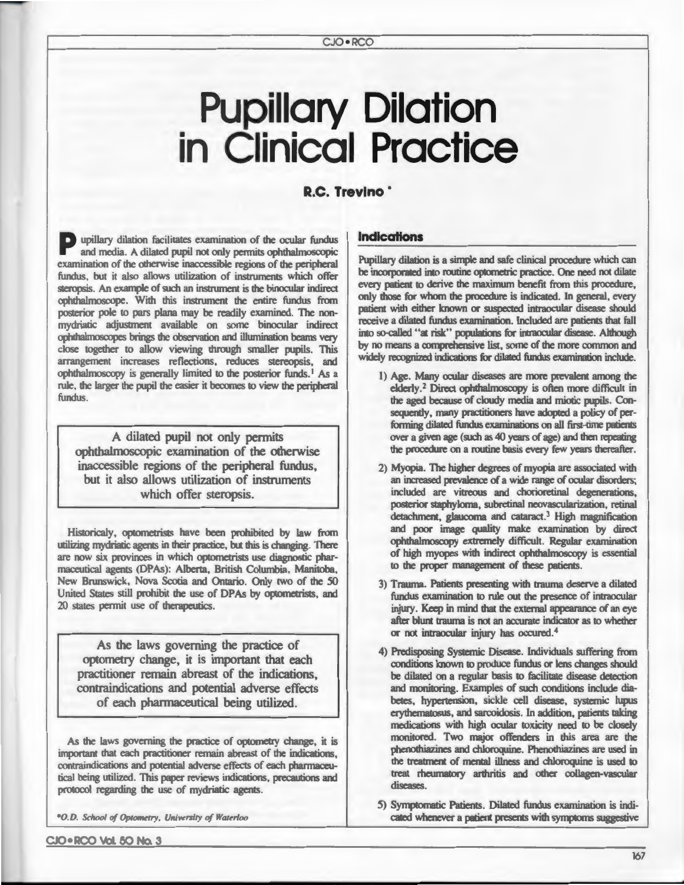# Pupillary Dilation in Clinical Practice

**R.C. Trevino ***

Pupillary dilation facilitates examination of the ocular fundus and media. A dilated pupil not only permits ophthalmoscopic examination of the otherwise inaccessible regions of the peripheral fundus, but it also allows utilization of instruments which offer steropsis. An example of such an instrument is the binocular indirect ophthalmoscope. With this instrument the entire fundus from posterior pole to pars plana may be readily examined. The non-mydriatic adjustment available on some binocular indirect ophthalmoscopes brings the observation and illumination beams very close together to allow viewing through smaller pupils. This arrangement increases reflections, reduces stereopsis, and ophthalmoscopy is generally limited to the posterior funds.[1] As a rule, the larger the pupil the easier it becomes to view the peripheral fundus.

> A dilated pupil not only permits ophthalmoscopic examination of the otherwise inaccessible regions of the peripheral fundus, but it also allows utilization of instruments which offer steropsis.

Historicaly, optometrists have been prohibited by law from utilizing mydriatic agents in their practice, but this is changing. There are now six provinces in which optometrists use diagnostic pharmaceutical agents (DPAs): Alberta, British Columbia, Manitoba, New Brunswick, Nova Scotia and Ontario. Only two of the 50 United States still prohibit the use of DPAs by optometrists, and 20 states permit use of therapeutics.

> As the laws governing the practice of optometry change, it is important that each practitioner remain abreast of the indications, contraindications and potential adverse effects of each pharmaceutical being utilized.

As the laws governing the practice of optometry change, it is important that each practitioner remain abreast of the indications, contraindications and potential adverse effects of each pharmaceutical being utilized. This paper reviews indications, precautions and protocol regarding the use of mydriatic agents.

*\*O.D. School of Optometry, University of Waterloo*

## Indications

Pupillary dilation is a simple and safe clinical procedure which can be incorporated into routine optometric practice. One need not dilate every patient to derive the maximum benefit from this procedure, only those for whom the procedure is indicated. In general, every patient with either known or suspected intraocular disease should receive a dilated fundus examination. Included are patients that fall into so-called "at risk" populations for intraocular disease. Although by no means a comprehensive list, some of the more common and widely recognized indications for dilated fundus examination include.

1) Age. Many ocular diseases are more prevalent among the elderly.[2] Direct ophthalmoscopy is often more difficult in the aged because of cloudy media and miotic pupils. Consequently, many practitioners have adopted a policy of performing dilated fundus examinations on all first-time patients over a given age (such as 40 years of age) and then repeating the procedure on a routine basis every few years thereafter.
2) Myopia. The higher degrees of myopia are associated with an increased prevalence of a wide range of ocular disorders; included are vitreous and chorioretinal degenerations, posterior staphyloma, subretinal neovascularization, retinal detachment, glaucoma and cataract.[3] High magnification and poor image quality make examination by direct ophthalmoscopy extremely difficult. Regular examination of high myopes with indirect ophthalmoscopy is essential to the proper management of these patients.
3) Trauma. Patients presenting with trauma deserve a dilated fundus examination to rule out the presence of intraocular injury. Keep in mind that the external appearance of an eye after blunt trauma is not an accurate indicator as to whether or not intraocular injury has occured.[4]
4) Predisposing Systemic Disease. Individuals suffering from conditions known to produce fundus or lens changes should be dilated on a regular basis to facilitate disease detection and monitoring. Examples of such conditions include diabetes, hypertension, sickle cell disease, systemic lupus erythematosus, and sarcoidosis. In addition, patients taking medications with high ocular toxicity need to be closely monitored. Two major offenders in this area are the phenothiazines and chloroquine. Phenothiazines are used in the treatment of mental illness and chloroquine is used to treat rheumatory arthritis and other collagen-vascular diseases.
5) Symptomatic Patients. Dilated fundus examination is indicated whenever a patient presents with symptoms suggestive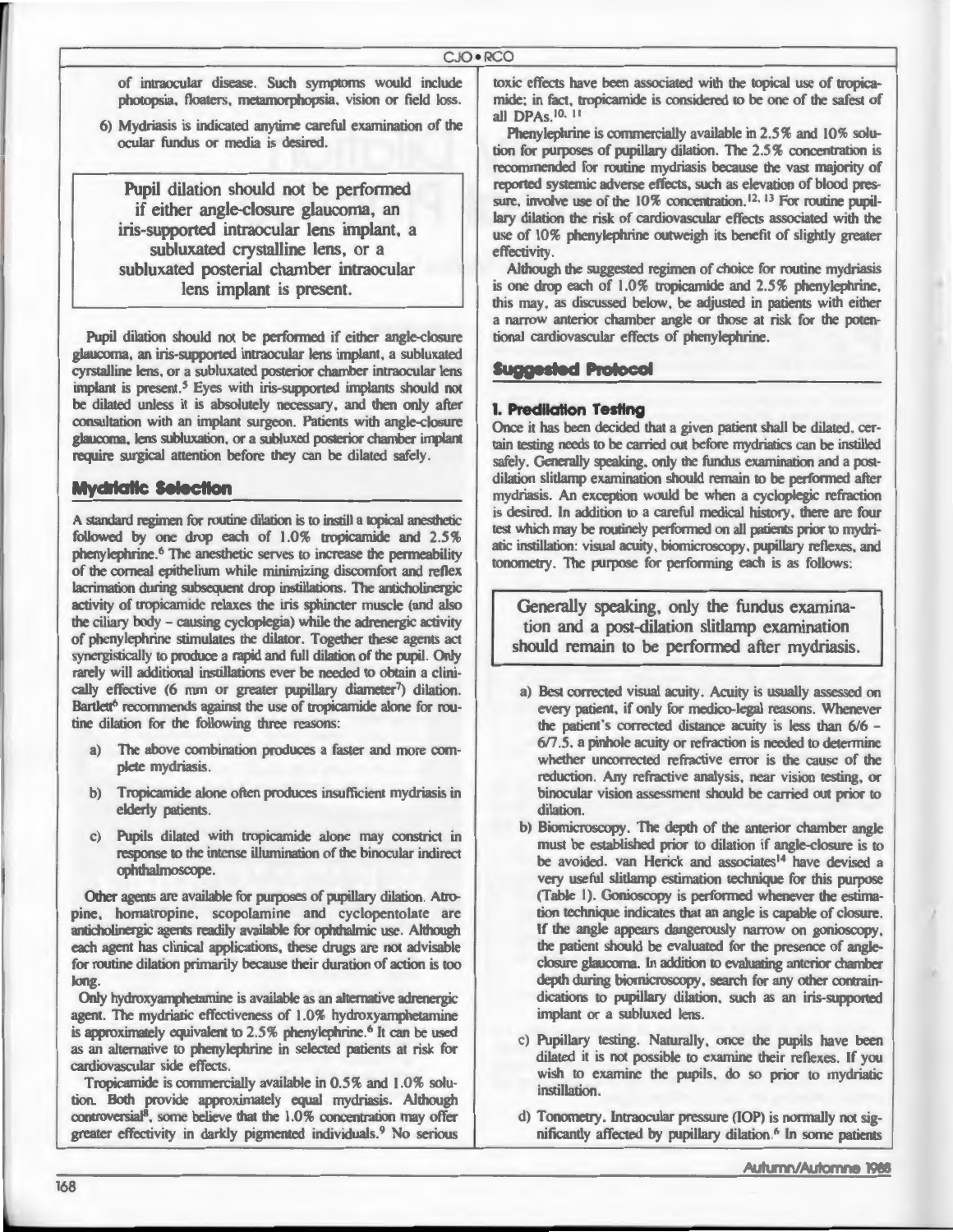of intraocular disease. Such symptoms would include photopsia, floaters, metamorphopsia, vision or field loss.

6) Mydriasis is indicated anytime careful examination of the ocular fundus or media is desired.

> Pupil dilation should not be performed if either angle-closure glaucoma, an iris-supported intraocular lens implant, a subluxated crystalline lens, or a subluxated posterial chamber intraocular lens implant is present.

Pupil dilation should not be performed if either angle-closure glaucoma, an iris-supported intraocular lens implant, a subluxated cyrstalline lens, or a subluxated posterior chamber intraocular lens implant is present.[5] Eyes with iris-supported implants should not be dilated unless it is absolutely necessary, and then only after consultation with an implant surgeon. Patients with angle-closure glaucoma, lens subluxation, or a subluxed posterior chamber implant require surgical attention before they can be dilated safely.

## Mydriatic Selection

A standard regimen for routine dilation is to instill a topical anesthetic followed by one drop each of 1.0% tropicamide and 2.5% phenylephrine.[6] The anesthetic serves to increase the permeability of the corneal epithelium while minimizing discomfort and reflex lacrimation during subsequent drop instillations. The anticholinergic activity of tropicamide relaxes the iris sphincter muscle (and also the ciliary body – causing cycloplegia) while the adrenergic activity of phenylephrine stimulates the dilator. Together these agents act synergistically to produce a rapid and full dilation of the pupil. Only rarely will additional instillations ever be needed to obtain a clinically effective (6 mm or greater pupillary diameter[7]) dilation. Bartlett[6] recommends against the use of tropicamide alone for routine dilation for the following three reasons:

a) The above combination produces a faster and more complete mydriasis.
b) Tropicamide alone often produces insufficient mydriasis in elderly patients.
c) Pupils dilated with tropicamide alone may constrict in response to the intense illumination of the binocular indirect ophthalmoscope.

Other agents are available for purposes of pupillary dilation. Atropine, homatropine, scopolamine and cyclopentolate are anticholinergic agents readily available for ophthalmic use. Although each agent has clinical applications, these drugs are not advisable for routine dilation primarily because their duration of action is too long.

Only hydroxyamphetamine is available as an alternative adrenergic agent. The mydriatic effectiveness of 1.0% hydroxyamphetamine is approximately equivalent to 2.5% phenylephrine.[6] It can be used as an alternative to phenylephrine in selected patients at risk for cardiovascular side effects.

Tropicamide is commercially available in 0.5% and 1.0% solution. Both provide approximately equal mydriasis. Although controversial[8], some believe that the 1.0% concentration may offer greater effectivity in darkly pigmented individuals.[9] No serious toxic effects have been associated with the topical use of tropicamide; in fact, tropicamide is considered to be one of the safest of all DPAs.[10, 11]

Phenylephrine is commercially available in 2.5% and 10% solution for purposes of pupillary dilation. The 2.5% concentration is recommended for routine mydriasis because the vast majority of reported systemic adverse effects, such as elevation of blood pressure, involve use of the 10% concentration.[12, 13] For routine pupillary dilation the risk of cardiovascular effects associated with the use of 10% phenylephrine outweigh its benefit of slightly greater effectivity.

Although the suggested regimen of choice for routine mydriasis is one drop each of 1.0% tropicamide and 2.5% phenylephrine, this may, as discussed below, be adjusted in patients with either a narrow anterior chamber angle or those at risk for the potentional cardiovascular effects of phenylephrine.

## Suggested Protocol

### 1. Predilation Testing

Once it has been decided that a given patient shall be dilated, certain testing needs to be carried out before mydriatics can be instilled safely. Generally speaking, only the fundus examination and a post-dilation slitlamp examination should remain to be performed after mydriasis. An exception would be when a cycloplegic refraction is desired. In addition to a careful medical history, there are four test which may be routinely performed on all patients prior to mydriatic instillation: visual acuity, biomicroscopy, pupillary reflexes, and tonometry. The purpose for performing each is as follows:

> Generally speaking, only the fundus examination and a post-dilation slitlamp examination should remain to be performed after mydriasis.

a) Best corrected visual acuity. Acuity is usually assessed on every patient, if only for medico-legal reasons. Whenever the patient's corrected distance acuity is less than 6/6 – 6/7.5, a pinhole acuity or refraction is needed to determine whether uncorrected refractive error is the cause of the reduction. Any refractive analysis, near vision testing, or binocular vision assessment should be carried out prior to dilation.
b) Biomicroscopy. The depth of the anterior chamber angle must be established prior to dilation if angle-closure is to be avoided. van Herick and associates[14] have devised a very useful slitlamp estimation technique for this purpose (Table 1). Gonioscopy is performed whenever the estimation technique indicates that an angle is capable of closure. If the angle appears dangerously narrow on gonioscopy, the patient should be evaluated for the presence of angle-closure glaucoma. In addition to evaluating anterior chamber depth during biomicroscopy, search for any other contraindications to pupillary dilation, such as an iris-supported implant or a subluxed lens.
c) Pupillary testing. Naturally, once the pupils have been dilated it is not possible to examine their reflexes. If you wish to examine the pupils, do so prior to mydriatic instillation.
d) Tonometry. Intraocular pressure (IOP) is normally not significantly affected by pupillary dilation.[6] In some patients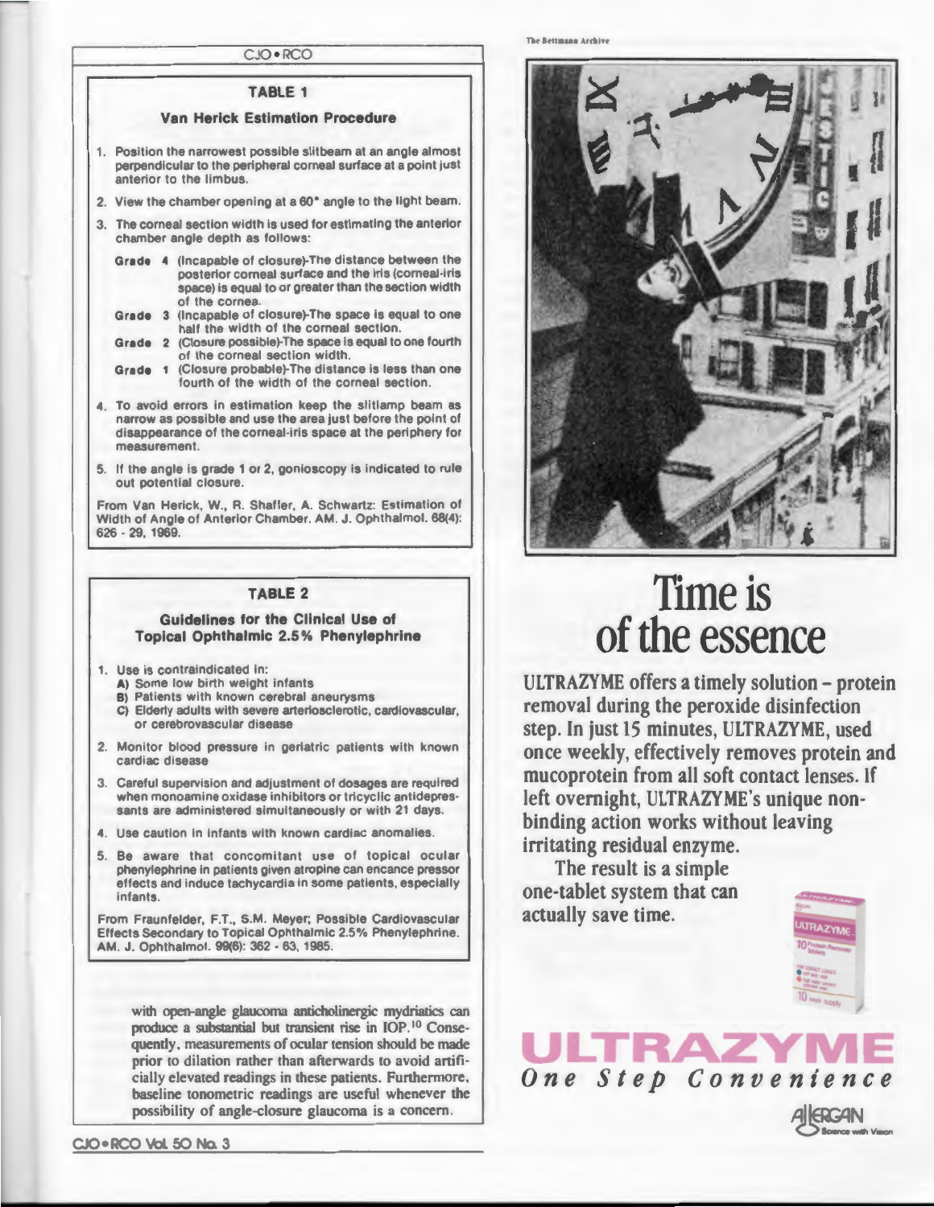## TABLE 1

### Van Herick Estimation Procedure

1. Position the narrowest possible slitbeam at an angle almost perpendicular to the peripheral corneal surface at a point just anterior to the limbus.
2. View the chamber opening at a 60° angle to the light beam.
3. The corneal section width is used for estimating the anterior chamber angle depth as follows:
   - **Grade 4** (Incapable of closure)-The distance between the posterior corneal surface and the iris (corneal-iris space) is equal to or greater than the section width of the cornea.
   - **Grade 3** (Incapable of closure)-The space is equal to one half the width of the corneal section.
   - **Grade 2** (Closure possible)-The space is equal to one fourth of the corneal section width.
   - **Grade 1** (Closure probable)-The distance is less than one fourth of the width of the corneal section.
4. To avoid errors in estimation keep the slitlamp beam as narrow as possible and use the area just before the point of disappearance of the corneal-iris space at the periphery for measurement.
5. If the angle is grade 1 or 2, gonioscopy is indicated to rule out potential closure.

From Van Herick, W., R. Shaffer, A. Schwartz: Estimation of Width of Angle of Anterior Chamber. AM. J. Ophthalmol. 68(4): 626 - 29, 1969.

## TABLE 2

### Guidelines for the Clinical Use of Topical Ophthalmic 2.5% Phenylephrine

1. Use is contraindicated in:
   - A) Some low birth weight infants
   - B) Patients with known cerebral aneurysms
   - C) Elderly adults with severe arteriosclerotic, cardiovascular, or cerebrovascular disease
2. Monitor blood pressure in geriatric patients with known cardiac disease
3. Careful supervision and adjustment of dosages are required when monoamine oxidase inhibitors or tricyclic antidepressants are administered simultaneously or with 21 days.
4. Use caution in infants with known cardiac anomalies.
5. Be aware that concomitant use of topical ocular phenylephrine in patients given atropine can encance pressor effects and induce tachycardia in some patients, especially infants.

From Fraunfelder, F.T., S.M. Meyer; Possible Cardiovascular Effects Secondary to Topical Ophthalmic 2.5% Phenylephrine. AM. J. Ophthalmol. 99(6): 362 - 63, 1985.

with open-angle glaucoma anticholinergic mydriatics can produce a substantial but transient rise in IOP.[10] Consequently, measurements of ocular tension should be made prior to dilation rather than afterwards to avoid artificially elevated readings in these patients. Furthermore, baseline tonometric readings are useful whenever the possibility of angle-closure glaucoma is a concern.

The Bettmann Archive

# Time is of the essence

ULTRAZYME offers a timely solution – protein removal during the peroxide disinfection step. In just 15 minutes, ULTRAZYME, used once weekly, effectively removes protein and mucoprotein from all soft contact lenses. If left overnight, ULTRAZYME's unique non-binding action works without leaving irritating residual enzyme.

The result is a simple one-tablet system that can actually save time.

**ULTRAZYME**

*One Step Convenience*

ALLERGAN Science with Vision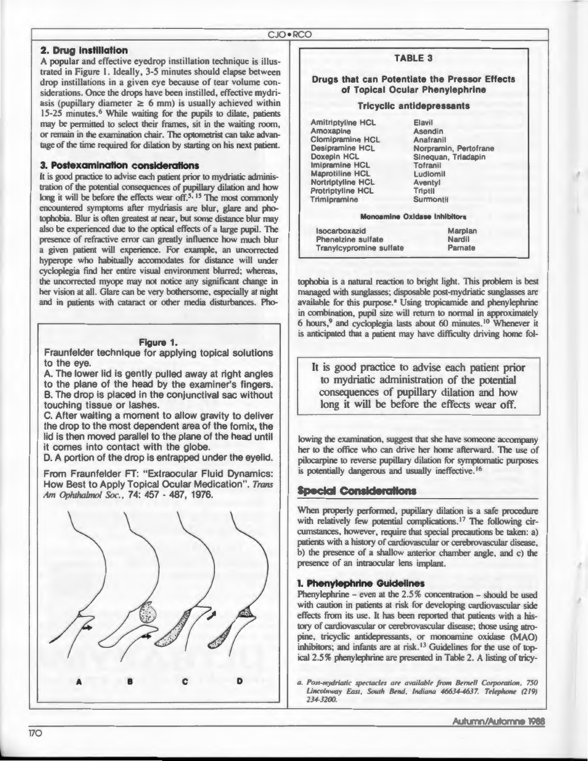## 2. Drug Instillation

A popular and effective eyedrop instillation technique is illustrated in Figure 1. Ideally, 3-5 minutes should elapse between drop instillations in a given eye because of tear volume considerations. Once the drops have been instilled, effective mydriasis (pupillary diameter $\geq$ 6 mm) is usually achieved within 15-25 minutes.[6] While waiting for the pupils to dilate, patients may be permitted to select their frames, sit in the waiting room, or remain in the examination chair. The optometrist can take advantage of the time required for dilation by starting on his next patient.

## 3. Postexamination considerations

It is good practice to advise each patient prior to mydriatic administration of the potential consequences of pupillary dilation and how long it will be before the effects wear off.[5, 15] The most commonly encountered symptoms after mydriasis are blur, glare and photophobia. Blur is often greatest at near, but some distance blur may also be experienced due to the optical effects of a large pupil. The presence of refractive error can greatly influence how much blur a given patient will experience. For example, an uncorrected hyperope who habitually accomodates for distance will under cycloplegia find her entire visual environment blurred; whereas, the uncorrected myope may not notice any significant change in her vision at all. Glare can be very bothersome, especially at night and in patients with cataract or other media disturbances. Photophobia is a natural reaction to bright light. This problem is best managed with sunglasses; disposable post-mydriatic sunglasses are available for this purpose.[a] Using tropicamide and phenylephrine in combination, pupil size will return to normal in approximately 6 hours,[9] and cycloplegia lasts about 60 minutes.[10] Whenever it is anticipated that a patient may have difficulty driving home following the examination, suggest that she have someone accompany her to the office who can drive her home afterward. The use of pilocarpine to reverse pupillary dilation for symptomatic purposes is potentially dangerous and usually ineffective.[16]

**Figure 1.**
Fraunfelder technique for applying topical solutions to the eye.
A. The lower lid is gently pulled away at right angles to the plane of the head by the examiner's fingers.
B. The drop is placed in the conjunctival sac without touching tissue or lashes.
C. After waiting a moment to allow gravity to deliver the drop to the most dependent area of the fornix, the lid is then moved parallel to the plane of the head until it comes into contact with the globe.
D. A portion of the drop is entrapped under the eyelid.

From Fraunfelder FT: "Extraocular Fluid Dynamics: How Best to Apply Topical Ocular Medication". *Trans Am Ophthalmol Soc.*, 74: 457 - 487, 1976.

A B C D

**TABLE 3**

**Drugs that can Potentiate the Pressor Effects of Topical Ocular Phenylephrine**

| **Tricyclic antidepressants** | |
|---|---|
| Amitriptyline HCL | Elavil |
| Amoxapine | Asendin |
| Clomipramine HCL | Anafranil |
| Desipramine HCL | Norpramin, Pertofrane |
| Doxepin HCL | Sinequan, Triadapin |
| Imipramine HCL | Tofranil |
| Maprotiline HCL | Ludiomil |
| Nortriptyline HCL | Aventyl |
| Protriptyline HCL | Triptil |
| Trimipramine | Surmontil |
| **Monoamine Oxidase Inhibitors** | |
| Isocarboxazid | Marplan |
| Phenelzine sulfate | Nardil |
| Tranylcypromine sulfate | Parnate |

> It is good practice to advise each patient prior to mydriatic administration of the potential consequences of pupillary dilation and how long it will be before the effects wear off.

## Special Considerations

When properly performed, pupillary dilation is a safe procedure with relatively few potential complications.[17] The following circumstances, however, require that special precautions be taken: a) patients with a history of cardiovascular or cerebrovascular disease, b) the presence of a shallow anterior chamber angle, and c) the presence of an intraocular lens implant.

### 1. Phenylephrine Guidelines

Phenylephrine – even at the 2.5% concentration – should be used with caution in patients at risk for developing cardiovascular side effects from its use. It has been reported that patients with a history of cardiovascular or cerebrovascular disease; those using atropine, tricyclic antidepressants, or monoamine oxidase (MAO) inhibitors; and infants are at risk.[13] Guidelines for the use of topical 2.5% phenylephrine are presented in Table 2. A listing of tricy-

*a. Post-mydriatic spectacles are available from Bernell Corporation, 750 Lincolnway East, South Bend, Indiana 46634-4637. Telephone (219) 234-3200.*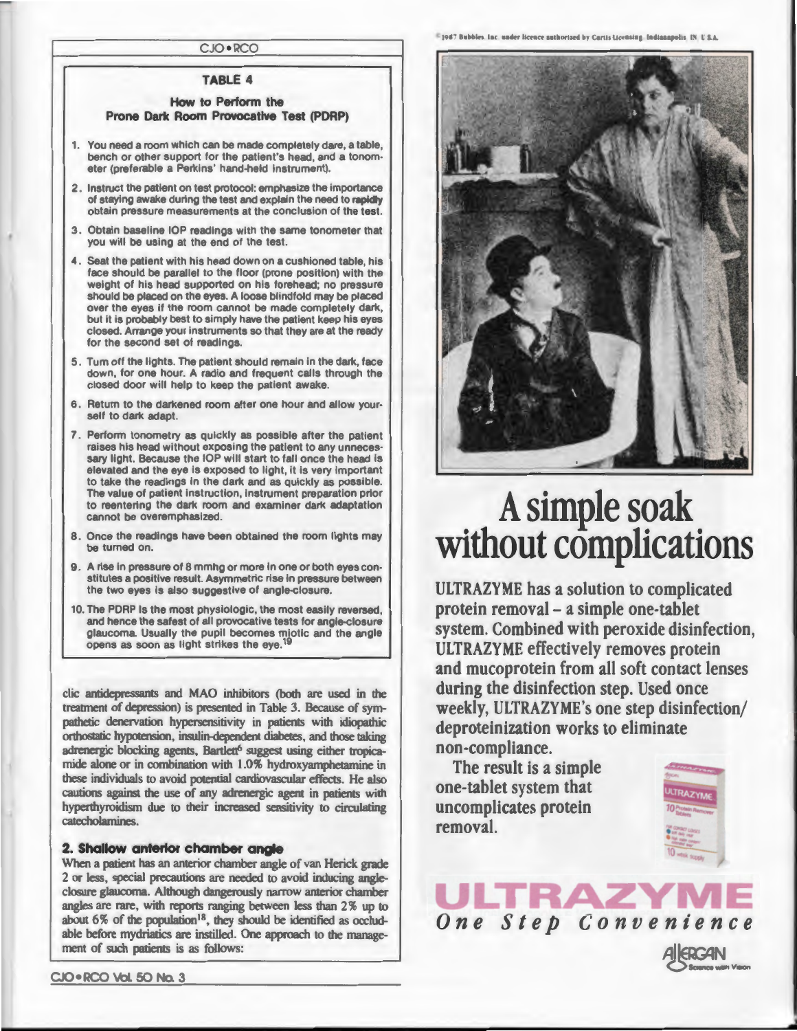### TABLE 4

#### How to Perform the Prone Dark Room Provocative Test (PDRP)

1. You need a room which can be made completely dare, a table, bench or other support for the patient's head, and a tonometer (preferable a Perkins' hand-held instrument).
2. Instruct the patient on test protocol: emphasize the importance of staying awake during the test and explain the need to **rapidly** obtain pressure measurements at the conclusion of the test.
3. Obtain baseline IOP readings with the same tonometer that you will be using at the end of the test.
4. Seat the patient with his head down on a cushioned table, his face should be parallel to the floor (prone position) with the weight of his head supported on his forehead; no pressure should be placed on the eyes. A loose blindfold may be placed over the eyes if the room cannot be made completely dark, but it is probably best to simply have the patient keep his eyes closed. Arrange your instruments so that they are at the ready for the second set of readings.
5. Turn off the lights. The patient should remain in the dark, face down, for one hour. A radio and frequent calls through the closed door will help to keep the patient awake.
6. Return to the darkened room after one hour and allow yourself to dark adapt.
7. Perform tonometry as quickly as possible after the patient raises his head without exposing the patient to any unnecessary light. Because the IOP will start to fall once the head is elevated and the eye is exposed to light, it is very important to take the readings in the dark and as quickly as possible. The value of patient instruction, instrument preparation prior to reentering the dark room and examiner dark adaptation cannot be overemphasized.
8. Once the readings have been obtained the room lights may be turned on.
9. A rise in pressure of 8 mmhg or more in one or both eyes constitutes a positive result. Asymmetric rise in pressure between the two eyes is also suggestive of angle-closure.
10. The PDRP is the most physiologic, the most easily reversed, and hence the safest of all provocative tests for angle-closure glaucoma. Usually the pupil becomes miotic and the angle opens as soon as light strikes the eye.[19]

clic antidepressants and MAO inhibitors (both are used in the treatment of depression) is presented in Table 3. Because of sympathetic denervation hypersensitivity in patients with idiopathic orthostatic hypotension, insulin-dependent diabetes, and those taking adrenergic blocking agents, Bartlett[6] suggest using either tropicamide alone or in combination with 1.0% hydroxyamphetamine in these individuals to avoid potential cardiovascular effects. He also cautions against the use of any adrenergic agent in patients with hyperthyroidism due to their increased sensitivity to circulating catecholamines.

#### 2. Shallow anterior chamber angle

When a patient has an anterior chamber angle of van Herick grade 2 or less, special precautions are needed to avoid inducing angle-closure glaucoma. Although dangerously narrow anterior chamber angles are rare, with reports ranging between less than 2% up to about 6% of the population[18], they should be identified as occludable before mydriatics are instilled. One approach to the management of such patients is as follows:

©1987 Bubbles Inc. under licence authorized by Curtis Licensing, Indianapolis, IN, U.S.A.

# A simple soak without complications

ULTRAZYME has a solution to complicated protein removal – a simple one-tablet system. Combined with peroxide disinfection, ULTRAZYME effectively removes protein and mucoprotein from all soft contact lenses during the disinfection step. Used once weekly, ULTRAZYME's one step disinfection/deproteinization works to eliminate non-compliance.

The result is a simple one-tablet system that uncomplicates protein removal.

**ULTRAZYME**

*One Step Convenience*

ALLERGAN
Science with Vision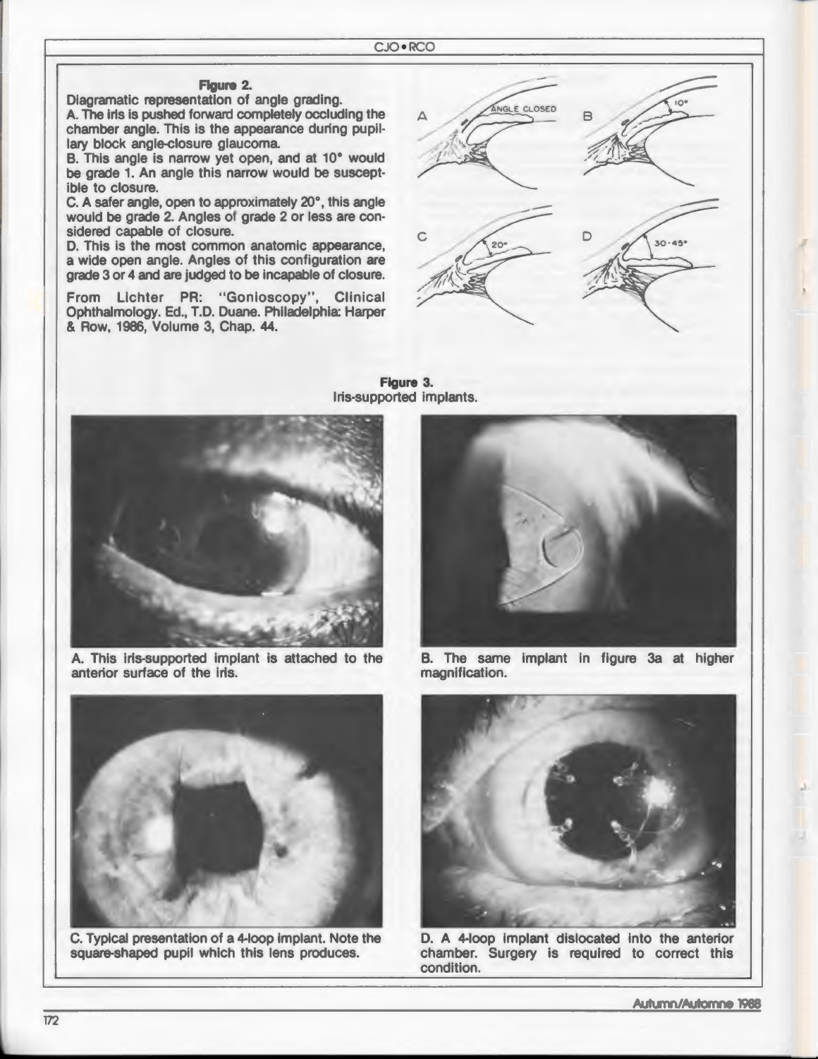**Figure 2.**
Diagramatic representation of angle grading.
A. The iris is pushed forward completely occluding the chamber angle. This is the appearance during pupillary block angle-closure glaucoma.
B. This angle is narrow yet open, and at 10° would be grade 1. An angle this narrow would be susceptible to closure.
C. A safer angle, open to approximately 20°, this angle would be grade 2. Angles of grade 2 or less are considered capable of closure.
D. This is the most common anatomic appearance, a wide open angle. Angles of this configuration are grade 3 or 4 and are judged to be incapable of closure.

From Lichter PR: "Gonioscopy", Clinical Ophthalmology. Ed., T.D. Duane. Philadelphia: Harper & Row, 1986, Volume 3, Chap. 44.

**Figure 3.**
Iris-supported implants.

A. This iris-supported implant is attached to the anterior surface of the iris.

B. The same implant in figure 3a at higher magnification.

C. Typical presentation of a 4-loop implant. Note the square-shaped pupil which this lens produces.

D. A 4-loop implant dislocated into the anterior chamber. Surgery is required to correct this condition.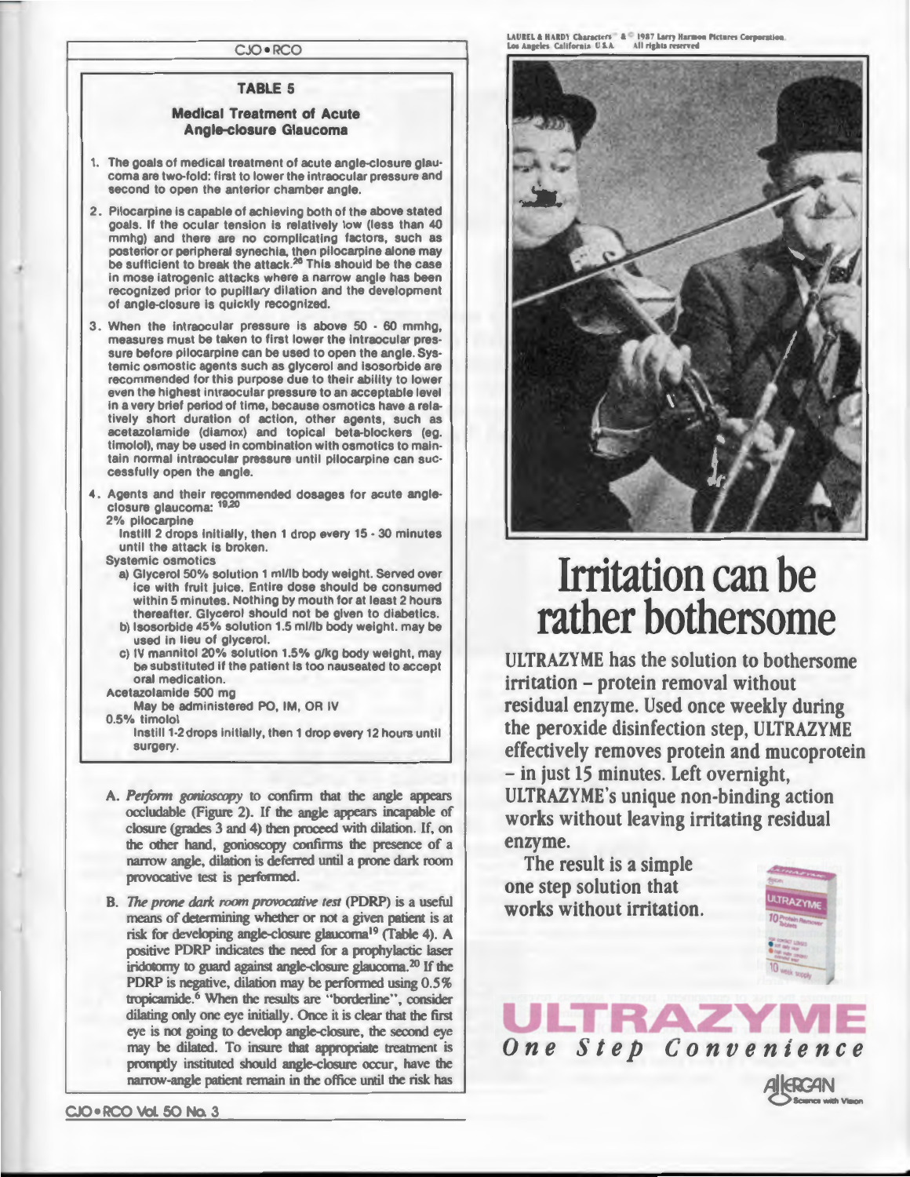**TABLE 5**

**Medical Treatment of Acute Angle-closure Glaucoma**

1. The goals of medical treatment of acute angle-closure glaucoma are two-fold: first to lower the intraocular pressure and second to open the anterior chamber angle.
2. Pilocarpine is capable of achieving both of the above stated goals. If the ocular tension is relatively low (less than 40 mmhg) and there are no complicating factors, such as posterior or peripheral synechia, then pilocarpine alone may be sufficient to break the attack.[20] This should be the case in mose iatrogenic attacks where a narrow angle has been recognized prior to pupillary dilation and the development of angle-closure is quickly recognized.
3. When the intraocular pressure is above 50 - 60 mmhg, measures must be taken to first lower the intraocular pressure before pilocarpine can be used to open the angle. Systemic osmostic agents such as glycerol and isosorbide are recommended for this purpose due to their ability to lower even the highest intraocular pressure to an acceptable level in a very brief period of time, because osmotics have a relatively short duration of action, other agents, such as acetazolamide (diamox) and topical beta-blockers (eg. timolol), may be used in combination with osmotics to maintain normal intraocular pressure until pilocarpine can successfully open the angle.
4. Agents and their recommended dosages for acute angle-closure glaucoma:[19,20]

   2% pilocarpine
   Instill 2 drops initially, then 1 drop every 15 - 30 minutes until the attack is broken.

   Systemic osmotics
   a) Glycerol 50% solution 1 ml/lb body weight. Served over ice with fruit juice. Entire dose should be consumed within 5 minutes. Nothing by mouth for at least 2 hours thereafter. Glycerol should not be given to diabetics.
   b) Isosorbide 45% solution 1.5 ml/lb body weight. may be used in lieu of glycerol.
   c) IV mannitol 20% solution 1.5% g/kg body weight, may be substituted if the patient is too nauseated to accept oral medication.

   Acetazolamide 500 mg
   May be administered PO, IM, OR IV

   0.5% timolol
   Instill 1-2 drops initially, then 1 drop every 12 hours until surgery.

A. *Perform gonioscopy* to confirm that the angle appears occludable (Figure 2). If the angle appears incapable of closure (grades 3 and 4) then proceed with dilation. If, on the other hand, gonioscopy confirms the presence of a narrow angle, dilation is deferred until a prone dark room provocative test is performed.

B. *The prone dark room provocative test* (PDRP) is a useful means of determining whether or not a given patient is at risk for developing angle-closure glaucoma[19] (Table 4). A positive PDRP indicates the need for a prophylactic laser iridotomy to guard against angle-closure glaucoma.[20] If the PDRP is negative, dilation may be performed using 0.5% tropicamide.[6] When the results are "borderline", consider dilating only one eye initially. Once it is clear that the first eye is not going to develop angle-closure, the second eye may be dilated. To insure that appropriate treatment is promptly instituted should angle-closure occur, have the narrow-angle patient remain in the office until the risk has

LAUREL & HARDY Characters™ & © 1987 Larry Harmon Pictures Corporation. Los Angeles, California U.S.A. All rights reserved

# Irritation can be rather bothersome

ULTRAZYME has the solution to bothersome irritation – protein removal without residual enzyme. Used once weekly during the peroxide disinfection step, ULTRAZYME effectively removes protein and mucoprotein – in just 15 minutes. Left overnight, ULTRAZYME's unique non-binding action works without leaving irritating residual enzyme.

The result is a simple one step solution that works without irritation.

**ULTRAZYME**
*One Step Convenience*

ALLERGAN Science with Vision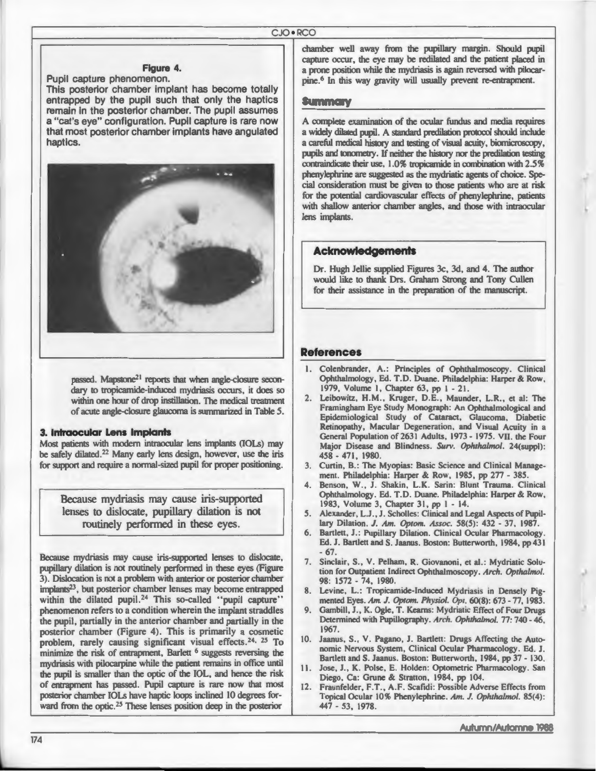**Figure 4.**

Pupil capture phenomenon.

This posterior chamber implant has become totally entrapped by the pupil such that only the haptics remain in the posterior chamber. The pupil assumes a "cat's eye" configuration. Pupil capture is rare now that most posterior chamber implants have angulated haptics.

passed. Mapstone[21] reports that when angle-closure secondary to tropicamide-induced mydriasis occurs, it does so within one hour of drop instillation. The medical treatment of acute angle-closure glaucoma is summarized in Table 5.

### 3. Intraocular Lens Implants

Most patients with modern intraocular lens implants (IOLs) may be safely dilated.[22] Many early lens design, however, use the iris for support and require a normal-sized pupil for proper positioning.

> Because mydriasis may cause iris-supported lenses to dislocate, pupillary dilation is not routinely performed in these eyes.

Because mydriasis may cause iris-supported lenses to dislocate, pupillary dilation is not routinely performed in these eyes (Figure 3). Dislocation is not a problem with anterior or posterior chamber implants[23], but posterior chamber lenses may become entrapped within the dilated pupil.[24] This so-called "pupil capture" phenomenon refers to a condition wherein the implant straddles the pupil, partially in the anterior chamber and partially in the posterior chamber (Figure 4). This is primarily a cosmetic problem, rarely causing significant visual effects.[24, 25] To minimize the risk of entrapment, Barlett [6] suggests reversing the mydriasis with pilocarpine while the patient remains in office until the pupil is smaller than the optic of the IOL, and hence the risk of entrapment has passed. Pupil capture is rare now that most posterior chamber IOLs have haptic loops inclined 10 degrees forward from the optic.[25] These lenses position deep in the posterior chamber well away from the pupillary margin. Should pupil capture occur, the eye may be redilated and the patient placed in a prone position while the mydriasis is again reversed with pilocarpine.[6] In this way gravity will usually prevent re-entrapment.

## Summary

A complete examination of the ocular fundus and media requires a widely dilated pupil. A standard predilation protocol should include a careful medical history and testing of visual acuity, biomicroscopy, pupils and tonometry. If neither the history nor the predilation testing contraindicate their use, 1.0% tropicamide in combination with 2.5% phenylephrine are suggested as the mydriatic agents of choice. Special consideration must be given to those patients who are at risk for the potential cardiovascular effects of phenylephrine, patients with shallow anterior chamber angles, and those with intraocular lens implants.

## Acknowledgements

Dr. Hugh Jellie supplied Figures 3c, 3d, and 4. The author would like to thank Drs. Graham Strong and Tony Cullen for their assistance in the preparation of the manuscript.

## References

1. Colenbrander, A.: Principles of Ophthalmoscopy. Clinical Ophthalmology, Ed. T.D. Duane. Philadelphia: Harper & Row, 1979, Volume 1, Chapter 63, pp 1 - 21.
2. Leibowitz, H.M., Kruger, D.E., Maunder, L.R., et al: The Framingham Eye Study Monograph: An Ophthalmological and Epidemiological Study of Cataract, Glaucoma, Diabetic Retinopathy, Macular Degeneration, and Visual Acuity in a General Population of 2631 Adults, 1973 - 1975. VII. the Four Major Disease and Blindness. *Surv. Ophthalmol.* 24(suppl): 458 - 471, 1980.
3. Curtin, B.: The Myopias: Basic Science and Clinical Management. Philadelphia: Harper & Row, 1985, pp 277 - 385.
4. Benson, W., J. Shakin, L.K. Sarin: Blunt Trauma. Clinical Ophthalmology. Ed. T.D. Duane. Philadelphia: Harper & Row, 1983, Volume 3, Chapter 31, pp 1 - 14.
5. Alexander, L.J., J. Scholles: Clinical and Legal Aspects of Pupillary Dilation. *J. Am. Optom. Assoc.* 58(5): 432 - 37, 1987.
6. Bartlett, J.: Pupillary Dilation. Clinical Ocular Pharmacology. Ed. J. Bartlett and S. Jaanus. Boston: Butterworth, 1984, pp 431 - 67.
7. Sinclair, S., V. Pelham, R. Giovanoni, et al.: Mydriatic Solution for Outpatient Indirect Ophthalmoscopy. *Arch. Opthalmol.* 98: 1572 - 74, 1980.
8. Levine, L.: Tropicamide-Induced Mydriasis in Densely Pigmented Eyes. *Am. J. Optom. Physiol. Opt.* 60(8): 673 - 77, 1983.
9. Gambill, J., K. Ogle, T. Kearns: Mydriatic Effect of Four Drugs Determined with Pupillography. *Arch. Ophthalmol.* 77: 740 - 46, 1967.
10. Jaanus, S., V. Pagano, J. Bartlett: Drugs Affecting the Autonomic Nervous System, Clinical Ocular Pharmacology. Ed. J. Bartlett and S. Jaanus. Boston: Butterworth, 1984, pp 37 - 130.
11. Jose, J., K. Polse, E. Holden: Optometric Pharmacology. San Diego, Ca: Grune & Stratton, 1984, pp 104.
12. Fraunfelder, F.T., A.F. Scafidi: Possible Adverse Effects from Topical Ocular 10% Phenylephrine. *Am. J. Ophthalmol.* 85(4): 447 - 53, 1978.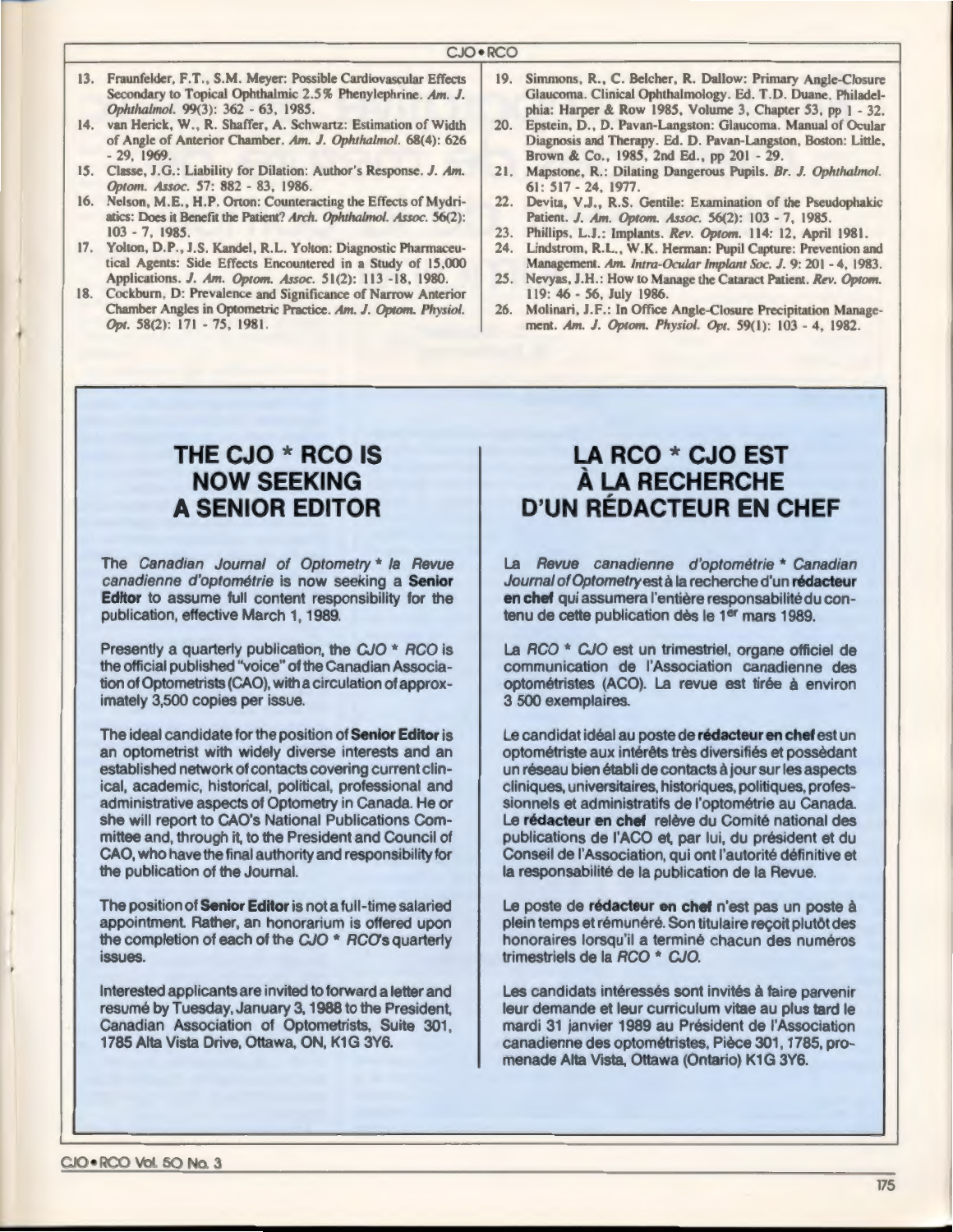13. Fraunfelder, F.T., S.M. Meyer: Possible Cardiovascular Effects Secondary to Topical Ophthalmic 2.5% Phenylephrine. *Am. J. Ophthalmol.* 99(3): 362 - 63, 1985.
14. van Herick, W., R. Shaffer, A. Schwartz: Estimation of Width of Angle of Anterior Chamber. *Am. J. Ophthalmol.* 68(4): 626 - 29, 1969.
15. Classe, J.G.: Liability for Dilation: Author's Response. *J. Am. Optom. Assoc.* 57: 882 - 83, 1986.
16. Nelson, M.E., H.P. Orton: Counteracting the Effects of Mydriatics: Does it Benefit the Patient? *Arch. Ophthalmol. Assoc.* 56(2): 103 - 7, 1985.
17. Yolton, D.P., J.S. Kandel, R.L. Yolton: Diagnostic Pharmaceutical Agents: Side Effects Encountered in a Study of 15,000 Applications. *J. Am. Optom. Assoc.* 51(2): 113 -18, 1980.
18. Cockburn, D: Prevalence and Significance of Narrow Anterior Chamber Angles in Optometric Practice. *Am. J. Optom. Physiol. Opt.* 58(2): 171 - 75, 1981.
19. Simmons, R., C. Belcher, R. Dallow: Primary Angle-Closure Glaucoma. Clinical Ophthalmology. Ed. T.D. Duane. Philadelphia: Harper & Row 1985, Volume 3, Chapter 53, pp 1 - 32.
20. Epstein, D., D. Pavan-Langston: Glaucoma. Manual of Ocular Diagnosis and Therapy. Ed. D. Pavan-Langston, Boston: Little, Brown & Co., 1985, 2nd Ed., pp 201 - 29.
21. Mapstone, R.: Dilating Dangerous Pupils. *Br. J. Ophthalmol.* 61: 517 - 24, 1977.
22. Devita, V.J., R.S. Gentile: Examination of the Pseudophakic Patient. *J. Am. Optom. Assoc.* 56(2): 103 - 7, 1985.
23. Phillips, L.J.: Implants. *Rev. Optom.* 114: 12, April 1981.
24. Lindstrom, R.L., W.K. Herman: Pupil Capture: Prevention and Management. *Am. Intra-Ocular Implant Soc. J.* 9: 201 - 4, 1983.
25. Nevyas, J.H.: How to Manage the Cataract Patient. *Rev. Optom.* 119: 46 - 56, July 1986.
26. Molinari, J.F.: In Office Angle-Closure Precipitation Management. *Am. J. Optom. Physiol. Opt.* 59(1): 103 - 4, 1982.

## THE CJO * RCO IS NOW SEEKING A SENIOR EDITOR

The *Canadian Journal of Optometry * la Revue canadienne d'optométrie* is now seeking a **Senior Editor** to assume full content responsibility for the publication, effective March 1, 1989.

Presently a quarterly publication, the *CJO * RCO* is the official published "voice" of the Canadian Association of Optometrists (CAO), with a circulation of approximately 3,500 copies per issue.

The ideal candidate for the position of **Senior Editor** is an optometrist with widely diverse interests and an established network of contacts covering current clinical, academic, historical, political, professional and administrative aspects of Optometry in Canada. He or she will report to CAO's National Publications Committee and, through it, to the President and Council of CAO, who have the final authority and responsibility for the publication of the Journal.

The position of **Senior Editor** is not a full-time salaried appointment. Rather, an honorarium is offered upon the completion of each of the *CJO * RCO*'s quarterly issues.

Interested applicants are invited to forward a letter and resumé by Tuesday, January 3, 1988 to the President, Canadian Association of Optometrists, Suite 301, 1785 Alta Vista Drive, Ottawa, ON, K1G 3Y6.

## LA RCO * CJO EST À LA RECHERCHE D'UN RÉDACTEUR EN CHEF

La *Revue canadienne d'optométrie * Canadian Journal of Optometry* est à la recherche d'un **rédacteur en chef** qui assumera l'entière responsabilité du contenu de cette publication dès le 1^er^ mars 1989.

La *RCO * CJO* est un trimestriel, organe officiel de communication de l'Association canadienne des optométristes (ACO). La revue est tirée à environ 3 500 exemplaires.

Le candidat idéal au poste de **rédacteur en chef** est un optométriste aux intérêts très diversifiés et possèdant un réseau bien établi de contacts à jour sur les aspects cliniques, universitaires, historiques, politiques, professionnels et administratifs de l'optométrie au Canada. Le **rédacteur en chef** relève du Comité national des publications de l'ACO et, par lui, du président et du Conseil de l'Association, qui ont l'autorité définitive et la responsabilité de la publication de la Revue.

Le poste de **rédacteur en chef** n'est pas un poste à plein temps et rémunéré. Son titulaire reçoit plutôt des honoraires lorsqu'il a terminé chacun des numéros trimestriels de la *RCO * CJO*.

Les candidats intéressés sont invités à faire parvenir leur demande et leur curriculum vitae au plus tard le mardi 31 janvier 1989 au Président de l'Association canadienne des optométristes, Pièce 301, 1785, promenade Alta Vista, Ottawa (Ontario) K1G 3Y6.